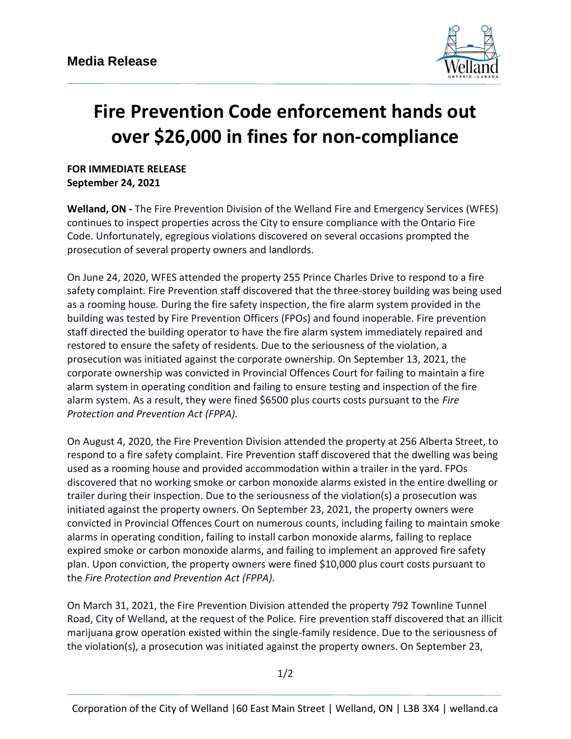**Media Release**

# Fire Prevention Code enforcement hands out over $26,000 in fines for non-compliance

**FOR IMMEDIATE RELEASE**
**September 24, 2021**

**Welland, ON -** The Fire Prevention Division of the Welland Fire and Emergency Services (WFES) continues to inspect properties across the City to ensure compliance with the Ontario Fire Code. Unfortunately, egregious violations discovered on several occasions prompted the prosecution of several property owners and landlords.

On June 24, 2020, WFES attended the property 255 Prince Charles Drive to respond to a fire safety complaint. Fire Prevention staff discovered that the three-storey building was being used as a rooming house. During the fire safety inspection, the fire alarm system provided in the building was tested by Fire Prevention Officers (FPOs) and found inoperable. Fire prevention staff directed the building operator to have the fire alarm system immediately repaired and restored to ensure the safety of residents. Due to the seriousness of the violation, a prosecution was initiated against the corporate ownership. On September 13, 2021, the corporate ownership was convicted in Provincial Offences Court for failing to maintain a fire alarm system in operating condition and failing to ensure testing and inspection of the fire alarm system. As a result, they were fined $6500 plus courts costs pursuant to the *Fire Protection and Prevention Act (FPPA).*

On August 4, 2020, the Fire Prevention Division attended the property at 256 Alberta Street, to respond to a fire safety complaint. Fire Prevention staff discovered that the dwelling was being used as a rooming house and provided accommodation within a trailer in the yard. FPOs discovered that no working smoke or carbon monoxide alarms existed in the entire dwelling or trailer during their inspection. Due to the seriousness of the violation(s) a prosecution was initiated against the property owners. On September 23, 2021, the property owners were convicted in Provincial Offences Court on numerous counts, including failing to maintain smoke alarms in operating condition, failing to install carbon monoxide alarms, failing to replace expired smoke or carbon monoxide alarms, and failing to implement an approved fire safety plan. Upon conviction, the property owners were fined $10,000 plus court costs pursuant to the *Fire Protection and Prevention Act (FPPA).*

On March 31, 2021, the Fire Prevention Division attended the property 792 Townline Tunnel Road, City of Welland, at the request of the Police. Fire prevention staff discovered that an illicit marijuana grow operation existed within the single-family residence. Due to the seriousness of the violation(s), a prosecution was initiated against the property owners. On September 23,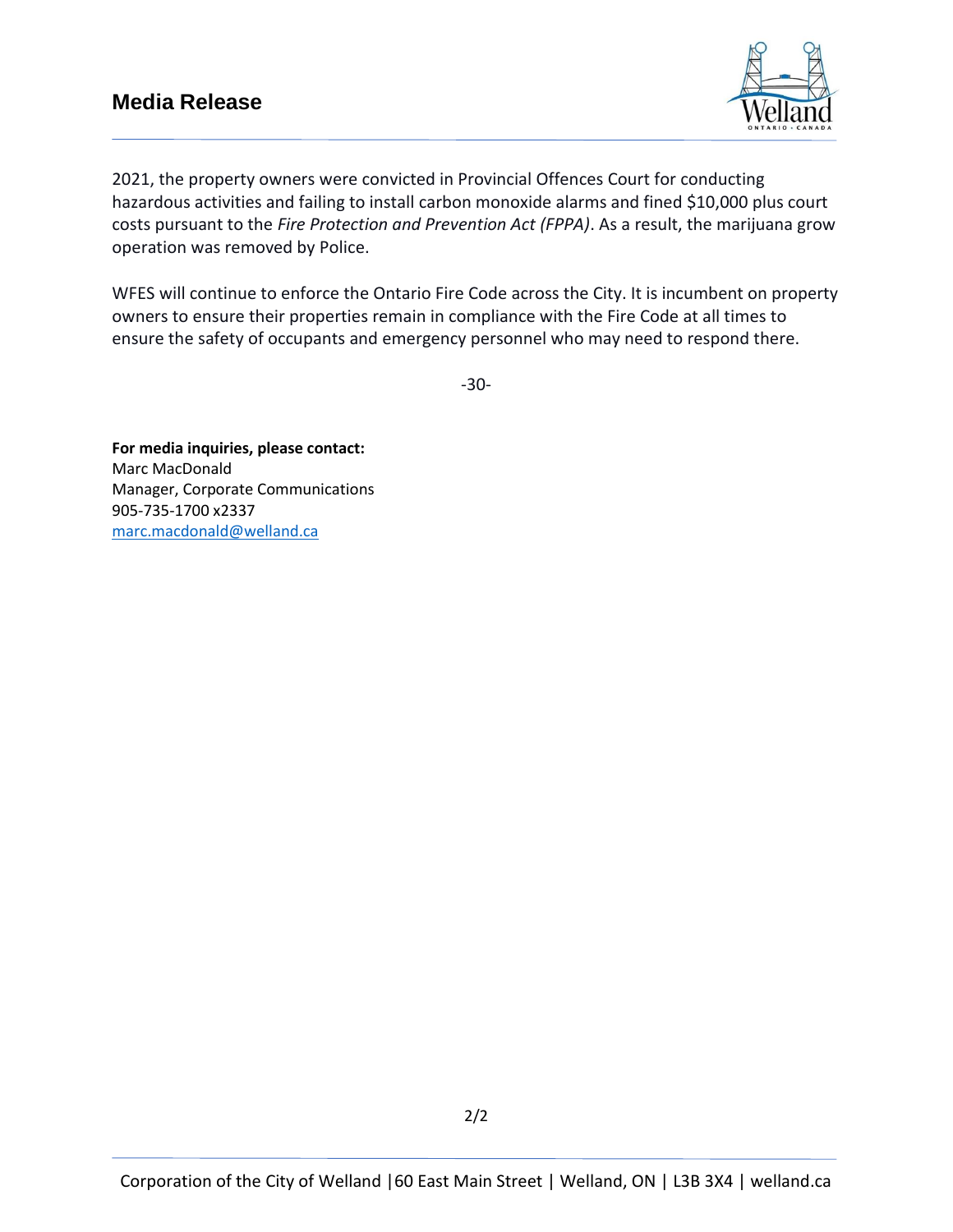2021, the property owners were convicted in Provincial Offences Court for conducting hazardous activities and failing to install carbon monoxide alarms and fined $10,000 plus court costs pursuant to the *Fire Protection and Prevention Act (FPPA)*. As a result, the marijuana grow operation was removed by Police.

WFES will continue to enforce the Ontario Fire Code across the City. It is incumbent on property owners to ensure their properties remain in compliance with the Fire Code at all times to ensure the safety of occupants and emergency personnel who may need to respond there.

-30-

**For media inquiries, please contact:**
Marc MacDonald
Manager, Corporate Communications
905-735-1700 x2337
[marc.macdonald@welland.ca](mailto:marc.macdonald@welland.ca)